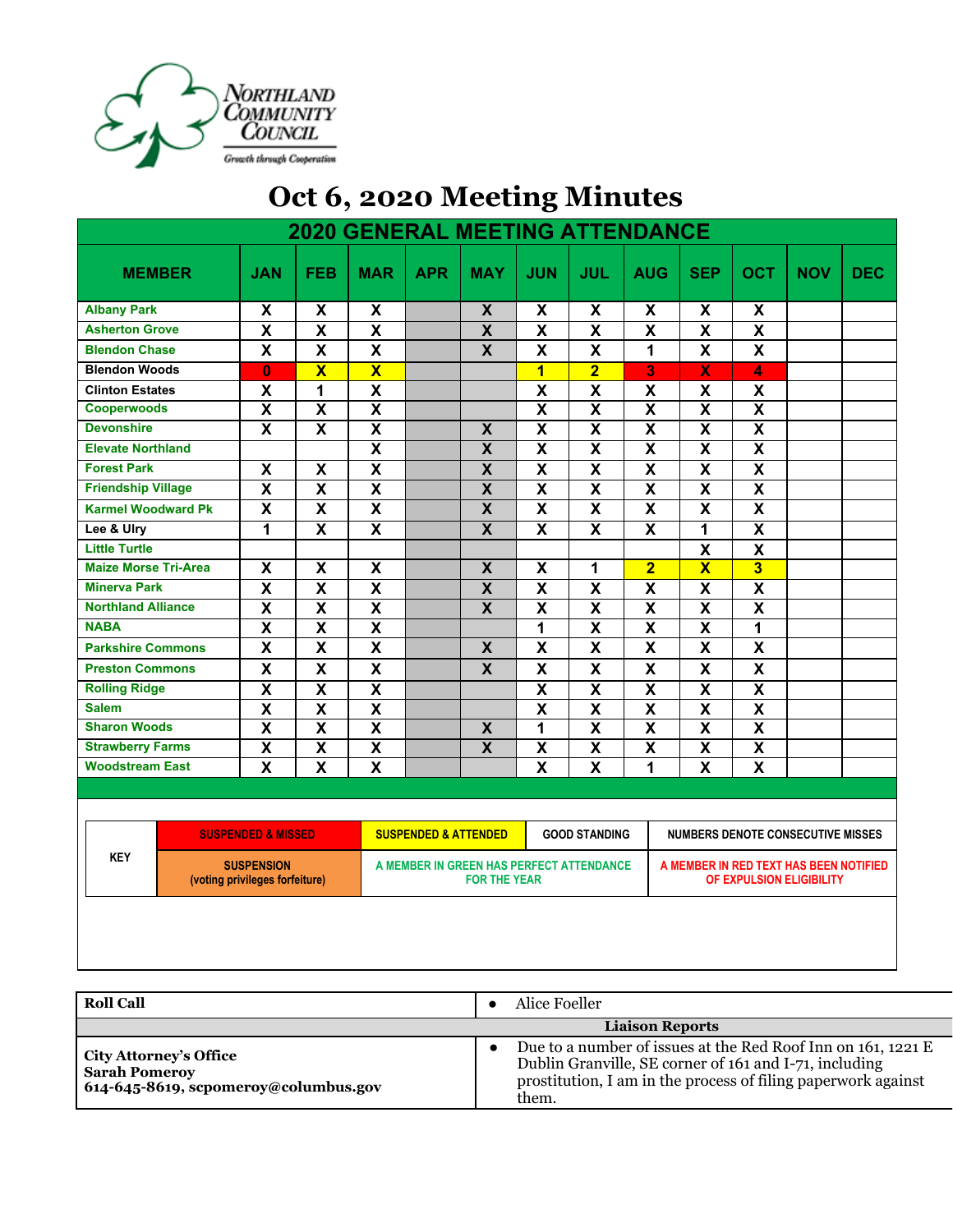Northland Community Council

Growth through Cooperation

# Oct 6, 2020 Meeting Minutes

## 2020 GENERAL MEETING ATTENDANCE

| MEMBER | JAN | FEB | MAR | APR | MAY | JUN | JUL | AUG | SEP | OCT | NOV | DEC |
|---|---|---|---|---|---|---|---|---|---|---|---|---|
| Albany Park | X | X | X | | X | X | X | X | X | X | | |
| Asherton Grove | X | X | X | | X | X | X | X | X | X | | |
| Blendon Chase | X | X | X | | X | X | X | 1 | X | X | | |
| Blendon Woods | 0 | X | X | | | 1 | 2 | 3 | X | 4 | | |
| Clinton Estates | X | 1 | X | | | X | X | X | X | X | | |
| Cooperwoods | X | X | X | | | X | X | X | X | X | | |
| Devonshire | X | X | X | | X | X | X | X | X | X | | |
| Elevate Northland | | | X | | X | X | X | X | X | X | | |
| Forest Park | X | X | X | | X | X | X | X | X | X | | |
| Friendship Village | X | X | X | | X | X | X | X | X | X | | |
| Karmel Woodward Pk | X | X | X | | X | X | X | X | X | X | | |
| Lee & Ulry | 1 | X | X | | X | X | X | X | 1 | X | | |
| Little Turtle | | | | | | | | | X | X | | |
| Maize Morse Tri-Area | X | X | X | | X | X | 1 | 2 | X | 3 | | |
| Minerva Park | X | X | X | | X | X | X | X | X | X | | |
| Northland Alliance | X | X | X | | X | X | X | X | X | X | | |
| NABA | X | X | X | | | 1 | X | X | X | 1 | | |
| Parkshire Commons | X | X | X | | X | X | X | X | X | X | | |
| Preston Commons | X | X | X | | X | X | X | X | X | X | | |
| Rolling Ridge | X | X | X | | | X | X | X | X | X | | |
| Salem | X | X | X | | | X | X | X | X | X | | |
| Sharon Woods | X | X | X | | X | 1 | X | X | X | X | | |
| Strawberry Farms | X | X | X | | X | X | X | X | X | X | | |
| Woodstream East | X | X | X | | | X | X | 1 | X | X | | |

| KEY | | | |
|---|---|---|---|
| KEY | SUSPENDED & MISSED | SUSPENDED & ATTENDED | GOOD STANDING |
| | SUSPENSION (voting privileges forfeiture) | A MEMBER IN GREEN HAS PERFECT ATTENDANCE FOR THE YEAR | A MEMBER IN RED TEXT HAS BEEN NOTIFIED OF EXPULSION ELIGIBILITY |
| | | | NUMBERS DENOTE CONSECUTIVE MISSES |

| | |
|---|---|
| **Roll Call** | • Alice Foeller |
| **Liaison Reports** | |
| **City Attorney's Office**<br>**Sarah Pomeroy**<br>**614-645-8619, scpomeroy@columbus.gov** | • Due to a number of issues at the Red Roof Inn on 161, 1221 E Dublin Granville, SE corner of 161 and I-71, including prostitution, I am in the process of filing paperwork against them. |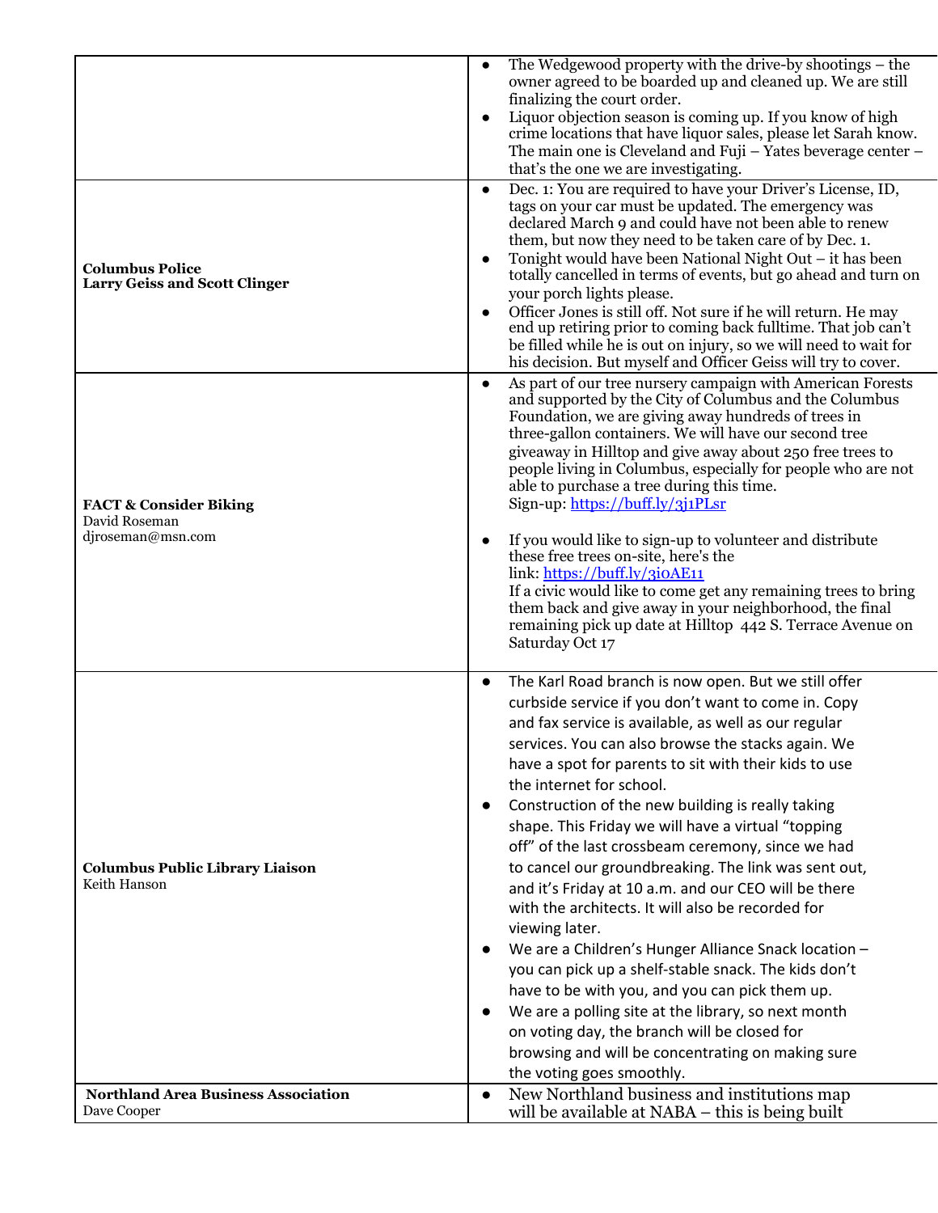| | |
|---|---|
| | • The Wedgewood property with the drive-by shootings – the owner agreed to be boarded up and cleaned up. We are still finalizing the court order.<br>• Liquor objection season is coming up. If you know of high crime locations that have liquor sales, please let Sarah know. The main one is Cleveland and Fuji – Yates beverage center – that's the one we are investigating. |
| **Columbus Police**<br>**Larry Geiss and Scott Clinger** | • Dec. 1: You are required to have your Driver's License, ID, tags on your car must be updated. The emergency was declared March 9 and could have not been able to renew them, but now they need to be taken care of by Dec. 1.<br>• Tonight would have been National Night Out – it has been totally cancelled in terms of events, but go ahead and turn on your porch lights please.<br>• Officer Jones is still off. Not sure if he will return. He may end up retiring prior to coming back fulltime. That job can't be filled while he is out on injury, so we will need to wait for his decision. But myself and Officer Geiss will try to cover. |
| **FACT & Consider Biking**<br>David Roseman<br>djroseman@msn.com | • As part of our tree nursery campaign with American Forests and supported by the City of Columbus and the Columbus Foundation, we are giving away hundreds of trees in three-gallon containers. We will have our second tree giveaway in Hilltop and give away about 250 free trees to people living in Columbus, especially for people who are not able to purchase a tree during this time.<br>Sign-up: https://buff.ly/3j1PLsr<br><br>• If you would like to sign-up to volunteer and distribute these free trees on-site, here's the link: https://buff.ly/3i0AE11<br>If a civic would like to come get any remaining trees to bring them back and give away in your neighborhood, the final remaining pick up date at Hilltop 442 S. Terrace Avenue on Saturday Oct 17 |
| **Columbus Public Library Liaison**<br>Keith Hanson | • The Karl Road branch is now open. But we still offer curbside service if you don't want to come in. Copy and fax service is available, as well as our regular services. You can also browse the stacks again. We have a spot for parents to sit with their kids to use the internet for school.<br>• Construction of the new building is really taking shape. This Friday we will have a virtual "topping off" of the last crossbeam ceremony, since we had to cancel our groundbreaking. The link was sent out, and it's Friday at 10 a.m. and our CEO will be there with the architects. It will also be recorded for viewing later.<br>• We are a Children's Hunger Alliance Snack location – you can pick up a shelf-stable snack. The kids don't have to be with you, and you can pick them up.<br>• We are a polling site at the library, so next month on voting day, the branch will be closed for browsing and will be concentrating on making sure the voting goes smoothly. |
| **Northland Area Business Association**<br>Dave Cooper | • New Northland business and institutions map will be available at NABA – this is being built |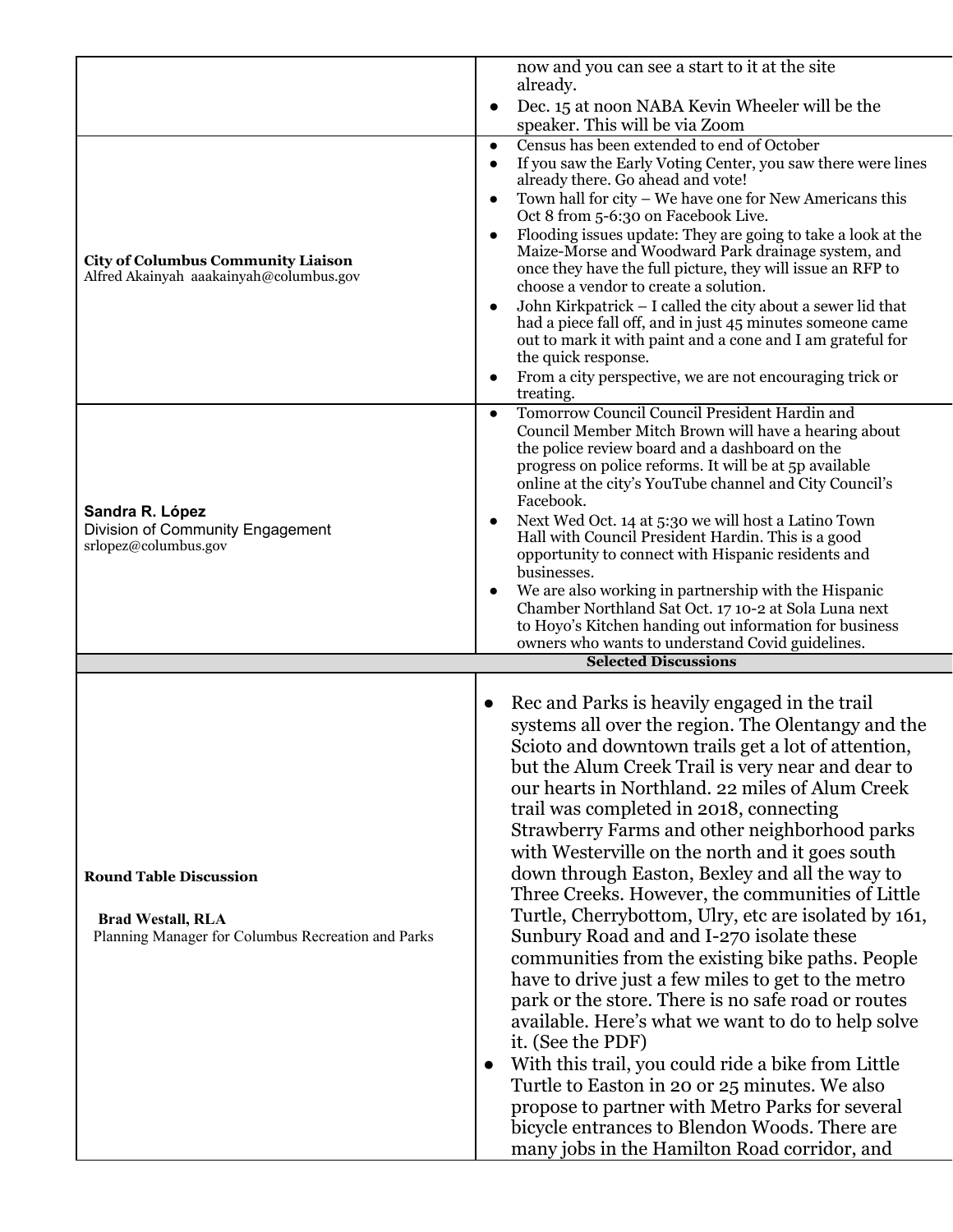| | |
|---|---|
| | now and you can see a start to it at the site already.<br>● Dec. 15 at noon NABA Kevin Wheeler will be the speaker. This will be via Zoom |
| **City of Columbus Community Liaison**<br>Alfred Akainyah aaakainyah@columbus.gov | ● Census has been extended to end of October<br>● If you saw the Early Voting Center, you saw there were lines already there. Go ahead and vote!<br>● Town hall for city – We have one for New Americans this Oct 8 from 5-6:30 on Facebook Live.<br>● Flooding issues update: They are going to take a look at the Maize-Morse and Woodward Park drainage system, and once they have the full picture, they will issue an RFP to choose a vendor to create a solution.<br>● John Kirkpatrick – I called the city about a sewer lid that had a piece fall off, and in just 45 minutes someone came out to mark it with paint and a cone and I am grateful for the quick response.<br>● From a city perspective, we are not encouraging trick or treating. |
| **Sandra R. López**<br>Division of Community Engagement<br>srlopez@columbus.gov | ● Tomorrow Council Council President Hardin and Council Member Mitch Brown will have a hearing about the police review board and a dashboard on the progress on police reforms. It will be at 5p available online at the city's YouTube channel and City Council's Facebook.<br>● Next Wed Oct. 14 at 5:30 we will host a Latino Town Hall with Council President Hardin. This is a good opportunity to connect with Hispanic residents and businesses.<br>● We are also working in partnership with the Hispanic Chamber Northland Sat Oct. 17 10-2 at Sola Luna next to Hoyo's Kitchen handing out information for business owners who wants to understand Covid guidelines. |
| **Selected Discussions** | |
| **Round Table Discussion**<br><br>**Brad Westall, RLA**<br>Planning Manager for Columbus Recreation and Parks | ● Rec and Parks is heavily engaged in the trail systems all over the region. The Olentangy and the Scioto and downtown trails get a lot of attention, but the Alum Creek Trail is very near and dear to our hearts in Northland. 22 miles of Alum Creek trail was completed in 2018, connecting Strawberry Farms and other neighborhood parks with Westerville on the north and it goes south down through Easton, Bexley and all the way to Three Creeks. However, the communities of Little Turtle, Cherrybottom, Ulry, etc are isolated by 161, Sunbury Road and and I-270 isolate these communities from the existing bike paths. People have to drive just a few miles to get to the metro park or the store. There is no safe road or routes available. Here's what we want to do to help solve it. (See the PDF)<br>● With this trail, you could ride a bike from Little Turtle to Easton in 20 or 25 minutes. We also propose to partner with Metro Parks for several bicycle entrances to Blendon Woods. There are many jobs in the Hamilton Road corridor, and |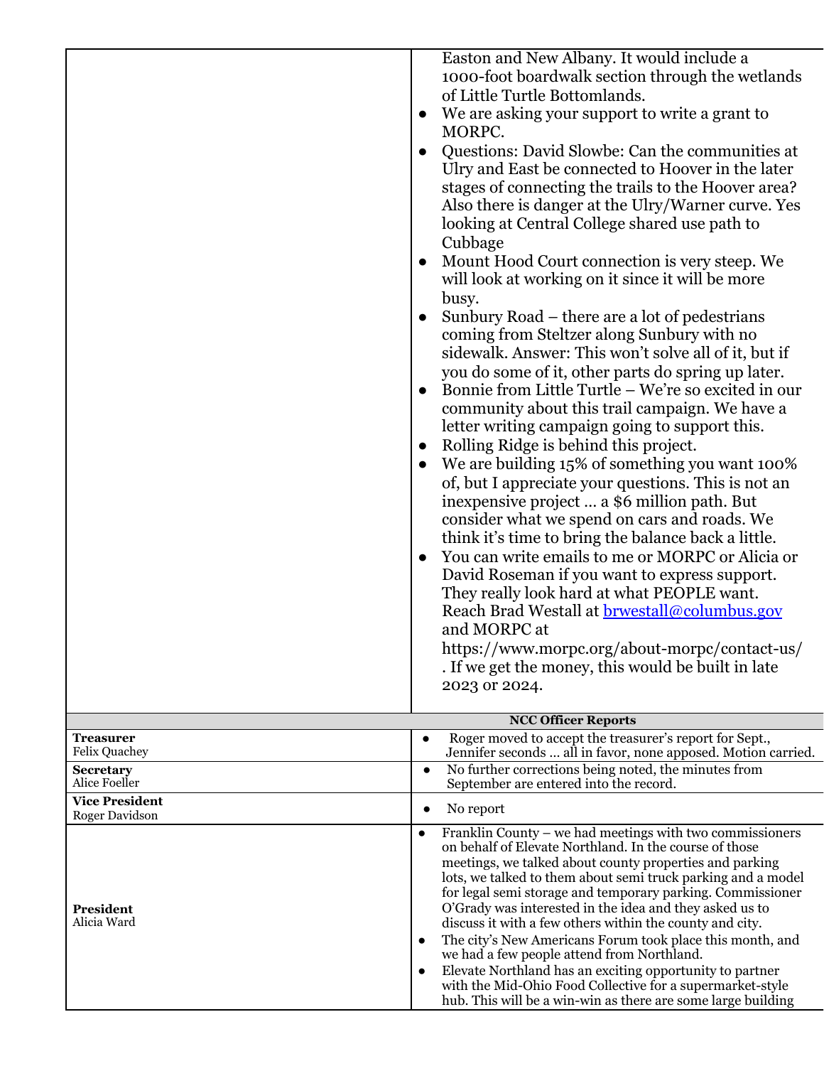| | |
|---|---|
| | Easton and New Albany. It would include a 1000-foot boardwalk section through the wetlands of Little Turtle Bottomlands.<br>● We are asking your support to write a grant to MORPC.<br>● Questions: David Slowbe: Can the communities at Ulry and East be connected to Hoover in the later stages of connecting the trails to the Hoover area? Also there is danger at the Ulry/Warner curve. Yes looking at Central College shared use path to Cubbage<br>● Mount Hood Court connection is very steep. We will look at working on it since it will be more busy.<br>● Sunbury Road – there are a lot of pedestrians coming from Steltzer along Sunbury with no sidewalk. Answer: This won't solve all of it, but if you do some of it, other parts do spring up later.<br>● Bonnie from Little Turtle – We're so excited in our community about this trail campaign. We have a letter writing campaign going to support this.<br>● Rolling Ridge is behind this project.<br>● We are building 15% of something you want 100% of, but I appreciate your questions. This is not an inexpensive project … a $6 million path. But consider what we spend on cars and roads. We think it's time to bring the balance back a little.<br>● You can write emails to me or MORPC or Alicia or David Roseman if you want to express support. They really look hard at what PEOPLE want. Reach Brad Westall at brwestall@columbus.gov and MORPC at https://www.morpc.org/about-morpc/contact-us/ . If we get the money, this would be built in late 2023 or 2024. |
| **NCC Officer Reports** | |
| **Treasurer**<br>Felix Quachey | ● Roger moved to accept the treasurer's report for Sept., Jennifer seconds … all in favor, none apposed. Motion carried. |
| **Secretary**<br>Alice Foeller | ● No further corrections being noted, the minutes from September are entered into the record. |
| **Vice President**<br>Roger Davidson | ● No report |
| **President**<br>Alicia Ward | ● Franklin County – we had meetings with two commissioners on behalf of Elevate Northland. In the course of those meetings, we talked about county properties and parking lots, we talked to them about semi truck parking and a model for legal semi storage and temporary parking. Commissioner O'Grady was interested in the idea and they asked us to discuss it with a few others within the county and city.<br>● The city's New Americans Forum took place this month, and we had a few people attend from Northland.<br>● Elevate Northland has an exciting opportunity to partner with the Mid-Ohio Food Collective for a supermarket-style hub. This will be a win-win as there are some large building |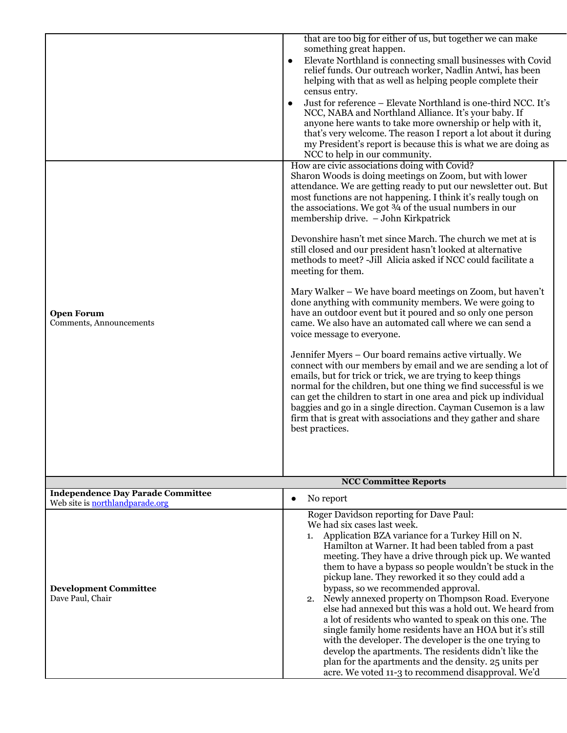| | |
|---|---|
| | that are too big for either of us, but together we can make something great happen.<br>● Elevate Northland is connecting small businesses with Covid relief funds. Our outreach worker, Nadlin Antwi, has been helping with that as well as helping people complete their census entry.<br>● Just for reference – Elevate Northland is one-third NCC. It's NCC, NABA and Northland Alliance. It's your baby. If anyone here wants to take more ownership or help with it, that's very welcome. The reason I report a lot about it during my President's report is because this is what we are doing as NCC to help in our community. |
| **Open Forum**<br>Comments, Announcements | How are civic associations doing with Covid?<br>Sharon Woods is doing meetings on Zoom, but with lower attendance. We are getting ready to put our newsletter out. But most functions are not happening. I think it's really tough on the associations. We got ¾ of the usual numbers in our membership drive. – John Kirkpatrick<br><br>Devonshire hasn't met since March. The church we met at is still closed and our president hasn't looked at alternative methods to meet? -Jill Alicia asked if NCC could facilitate a meeting for them.<br><br>Mary Walker – We have board meetings on Zoom, but haven't done anything with community members. We were going to have an outdoor event but it poured and so only one person came. We also have an automated call where we can send a voice message to everyone.<br><br>Jennifer Myers – Our board remains active virtually. We connect with our members by email and we are sending a lot of emails, but for trick or trick, we are trying to keep things normal for the children, but one thing we find successful is we can get the children to start in one area and pick up individual baggies and go in a single direction. Cayman Cusemon is a law firm that is great with associations and they gather and share best practices. |
| **NCC Committee Reports** | |
| **Independence Day Parade Committee**<br>Web site is [northlandparade.org](northlandparade.org) | ● No report |
| **Development Committee**<br>Dave Paul, Chair | Roger Davidson reporting for Dave Paul:<br>We had six cases last week.<br>1. Application BZA variance for a Turkey Hill on N. Hamilton at Warner. It had been tabled from a past meeting. They have a drive through pick up. We wanted them to have a bypass so people wouldn't be stuck in the pickup lane. They reworked it so they could add a bypass, so we recommended approval.<br>2. Newly annexed property on Thompson Road. Everyone else had annexed but this was a hold out. We heard from a lot of residents who wanted to speak on this one. The single family home residents have an HOA but it's still with the developer. The developer is the one trying to develop the apartments. The residents didn't like the plan for the apartments and the density. 25 units per acre. We voted 11-3 to recommend disapproval. We'd |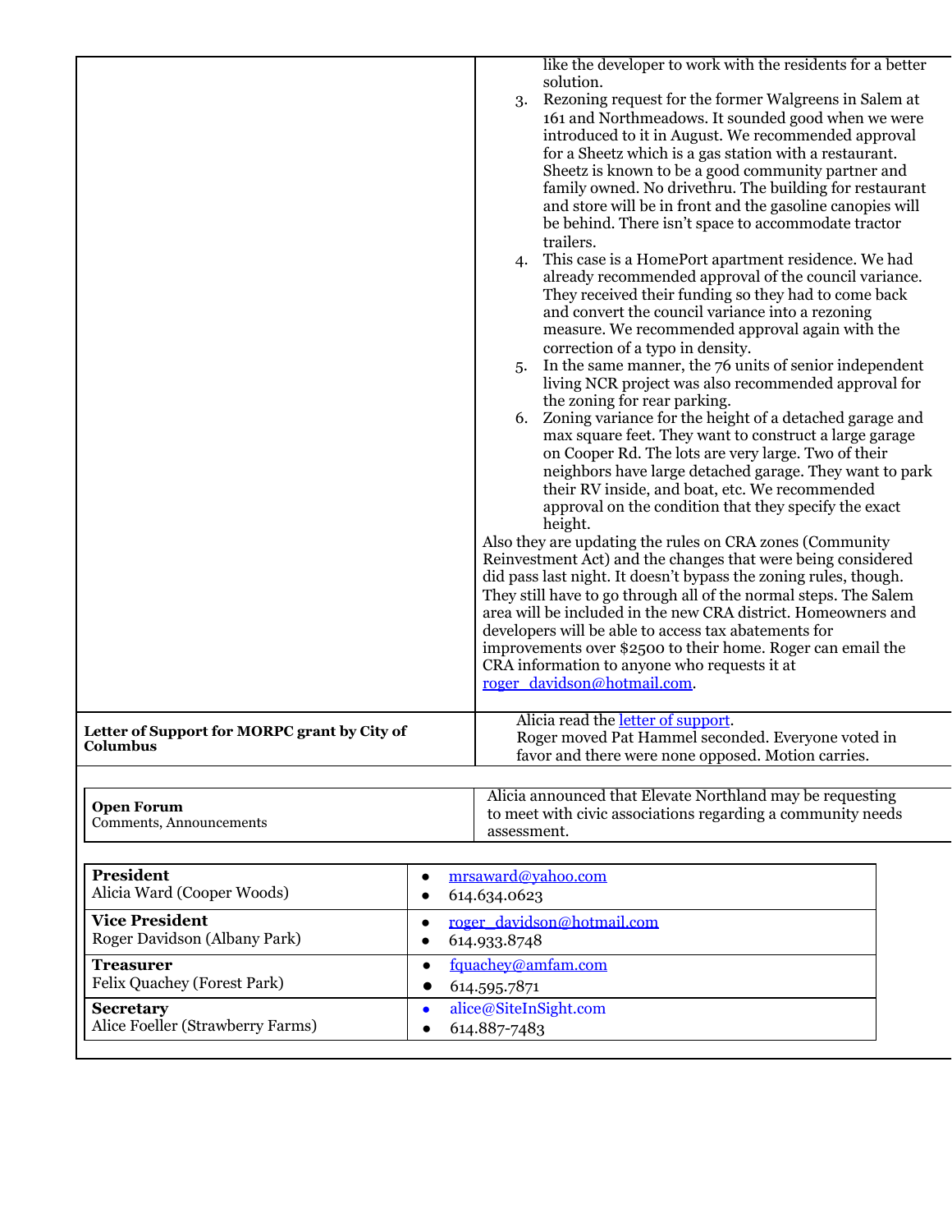| | |
|---|---|
| | like the developer to work with the residents for a better solution.<br>3. Rezoning request for the former Walgreens in Salem at 161 and Northmeadows. It sounded good when we were introduced to it in August. We recommended approval for a Sheetz which is a gas station with a restaurant. Sheetz is known to be a good community partner and family owned. No drivethru. The building for restaurant and store will be in front and the gasoline canopies will be behind. There isn't space to accommodate tractor trailers.<br>4. This case is a HomePort apartment residence. We had already recommended approval of the council variance. They received their funding so they had to come back and convert the council variance into a rezoning measure. We recommended approval again with the correction of a typo in density.<br>5. In the same manner, the 76 units of senior independent living NCR project was also recommended approval for the zoning for rear parking.<br>6. Zoning variance for the height of a detached garage and max square feet. They want to construct a large garage on Cooper Rd. The lots are very large. Two of their neighbors have large detached garage. They want to park their RV inside, and boat, etc. We recommended approval on the condition that they specify the exact height.<br>Also they are updating the rules on CRA zones (Community Reinvestment Act) and the changes that were being considered did pass last night. It doesn't bypass the zoning rules, though. They still have to go through all of the normal steps. The Salem area will be included in the new CRA district. Homeowners and developers will be able to access tax abatements for improvements over $2500 to their home. Roger can email the CRA information to anyone who requests it at roger_davidson@hotmail.com. |
| **Letter of Support for MORPC grant by City of Columbus** | Alicia read the letter of support.<br>Roger moved Pat Hammel seconded. Everyone voted in favor and there were none opposed. Motion carries. |

| | |
|---|---|
| **Open Forum**<br>Comments, Announcements | Alicia announced that Elevate Northland may be requesting to meet with civic associations regarding a community needs assessment. |

| | |
|---|---|
| **President**<br>Alicia Ward (Cooper Woods) | • mrsaward@yahoo.com<br>• 614.634.0623 |
| **Vice President**<br>Roger Davidson (Albany Park) | • roger_davidson@hotmail.com<br>• 614.933.8748 |
| **Treasurer**<br>Felix Quachey (Forest Park) | • fquachey@amfam.com<br>• 614.595.7871 |
| **Secretary**<br>Alice Foeller (Strawberry Farms) | • alice@SiteInSight.com<br>• 614.887-7483 |